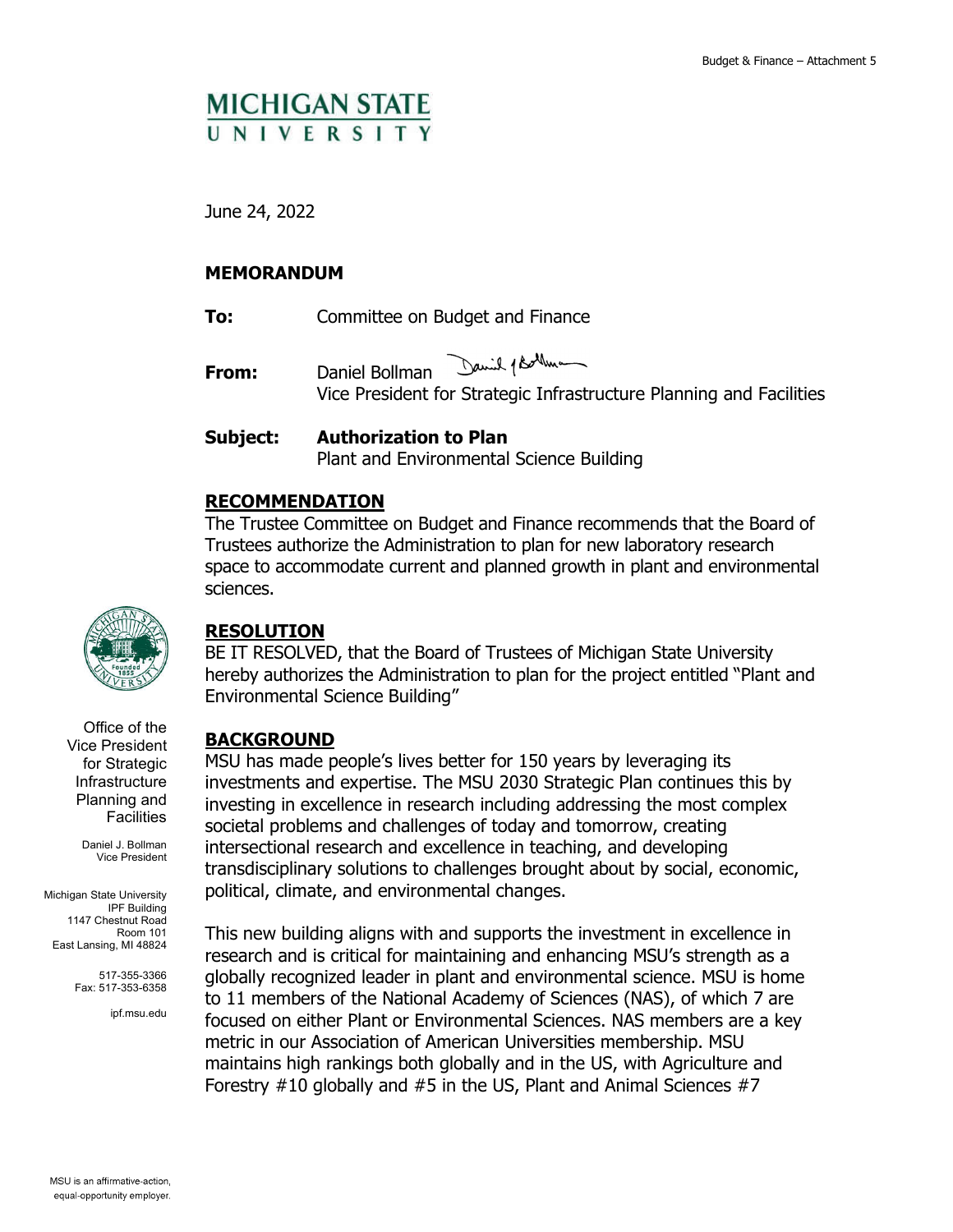MICHIGAN STATE UNIVERSITY

June 24, 2022

**MEMORANDUM**

**To:** Committee on Budget and Finance

**From:** Daniel Bollman
Vice President for Strategic Infrastructure Planning and Facilities

**Subject:** **Authorization to Plan**
Plant and Environmental Science Building

## RECOMMENDATION

The Trustee Committee on Budget and Finance recommends that the Board of Trustees authorize the Administration to plan for new laboratory research space to accommodate current and planned growth in plant and environmental sciences.

## RESOLUTION

BE IT RESOLVED, that the Board of Trustees of Michigan State University hereby authorizes the Administration to plan for the project entitled "Plant and Environmental Science Building"

## BACKGROUND

MSU has made people's lives better for 150 years by leveraging its investments and expertise. The MSU 2030 Strategic Plan continues this by investing in excellence in research including addressing the most complex societal problems and challenges of today and tomorrow, creating intersectional research and excellence in teaching, and developing transdisciplinary solutions to challenges brought about by social, economic, political, climate, and environmental changes.

This new building aligns with and supports the investment in excellence in research and is critical for maintaining and enhancing MSU's strength as a globally recognized leader in plant and environmental science. MSU is home to 11 members of the National Academy of Sciences (NAS), of which 7 are focused on either Plant or Environmental Sciences. NAS members are a key metric in our Association of American Universities membership. MSU maintains high rankings both globally and in the US, with Agriculture and Forestry #10 globally and #5 in the US, Plant and Animal Sciences #7

Office of the Vice President for Strategic Infrastructure Planning and Facilities

Daniel J. Bollman
Vice President

Michigan State University
IPF Building
1147 Chestnut Road
Room 101
East Lansing, MI 48824

517-355-3366
Fax: 517-353-6358

ipf.msu.edu

MSU is an affirmative-action, equal-opportunity employer.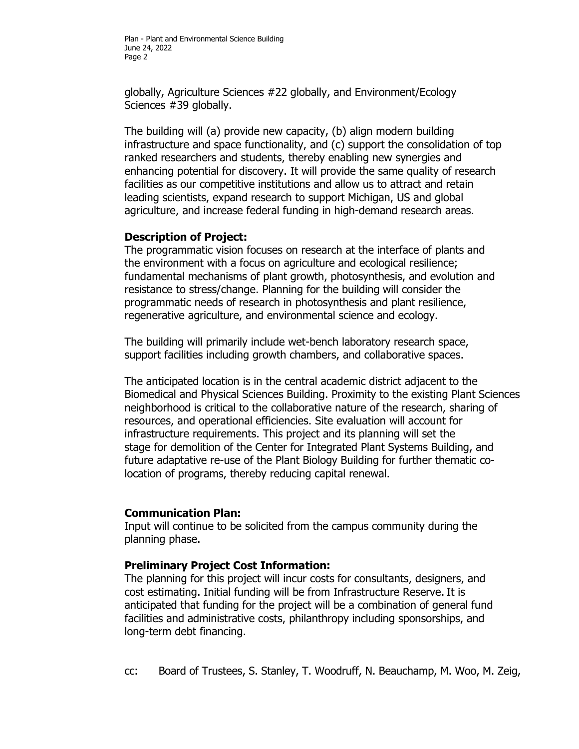globally, Agriculture Sciences #22 globally, and Environment/Ecology Sciences #39 globally.

The building will (a) provide new capacity, (b) align modern building infrastructure and space functionality, and (c) support the consolidation of top ranked researchers and students, thereby enabling new synergies and enhancing potential for discovery. It will provide the same quality of research facilities as our competitive institutions and allow us to attract and retain leading scientists, expand research to support Michigan, US and global agriculture, and increase federal funding in high-demand research areas.

**Description of Project:**
The programmatic vision focuses on research at the interface of plants and the environment with a focus on agriculture and ecological resilience; fundamental mechanisms of plant growth, photosynthesis, and evolution and resistance to stress/change. Planning for the building will consider the programmatic needs of research in photosynthesis and plant resilience, regenerative agriculture, and environmental science and ecology.

The building will primarily include wet-bench laboratory research space, support facilities including growth chambers, and collaborative spaces.

The anticipated location is in the central academic district adjacent to the Biomedical and Physical Sciences Building. Proximity to the existing Plant Sciences neighborhood is critical to the collaborative nature of the research, sharing of resources, and operational efficiencies. Site evaluation will account for infrastructure requirements. This project and its planning will set the stage for demolition of the Center for Integrated Plant Systems Building, and future adaptative re-use of the Plant Biology Building for further thematic co-location of programs, thereby reducing capital renewal.

**Communication Plan:**
Input will continue to be solicited from the campus community during the planning phase.

**Preliminary Project Cost Information:**
The planning for this project will incur costs for consultants, designers, and cost estimating. Initial funding will be from Infrastructure Reserve. It is anticipated that funding for the project will be a combination of general fund facilities and administrative costs, philanthropy including sponsorships, and long-term debt financing.

cc: Board of Trustees, S. Stanley, T. Woodruff, N. Beauchamp, M. Woo, M. Zeig,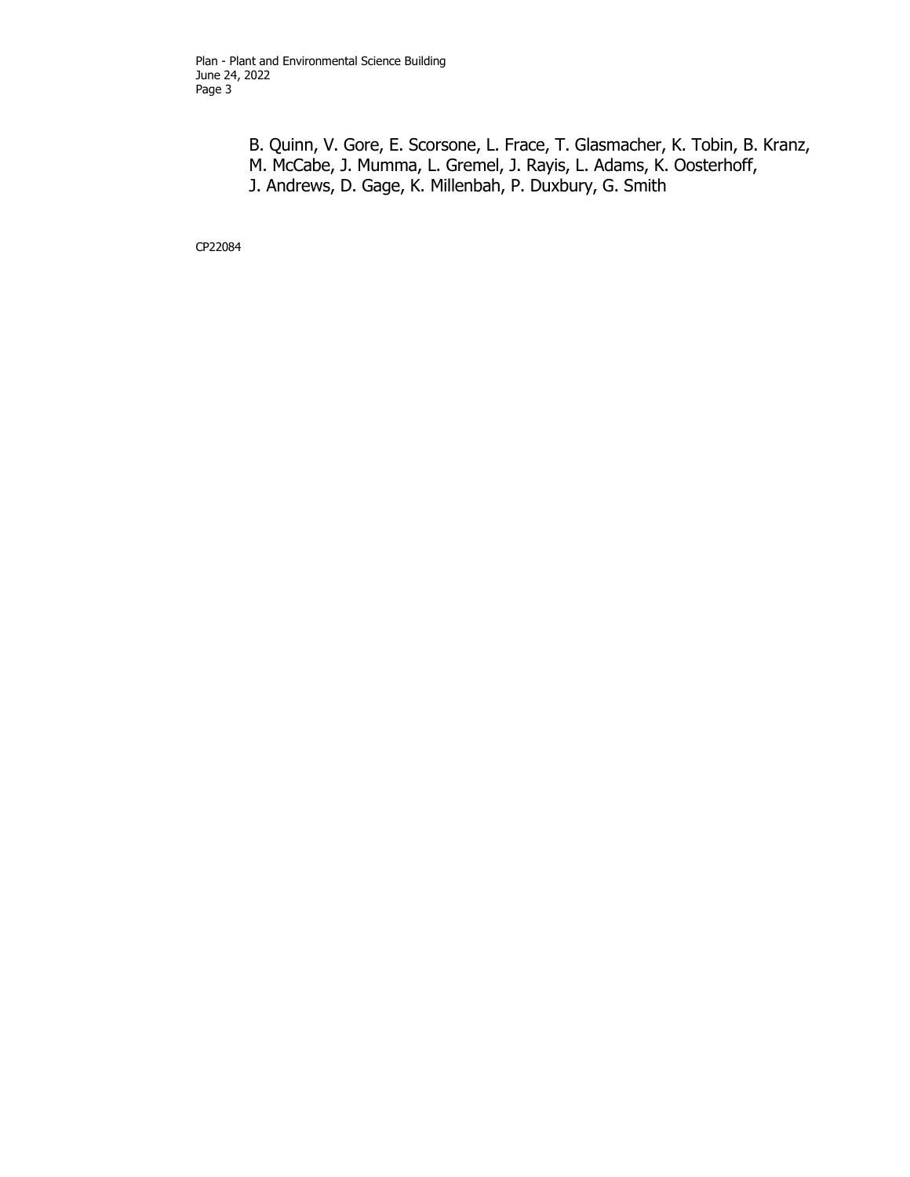B. Quinn, V. Gore, E. Scorsone, L. Frace, T. Glasmacher, K. Tobin, B. Kranz, M. McCabe, J. Mumma, L. Gremel, J. Rayis, L. Adams, K. Oosterhoff, J. Andrews, D. Gage, K. Millenbah, P. Duxbury, G. Smith

CP22084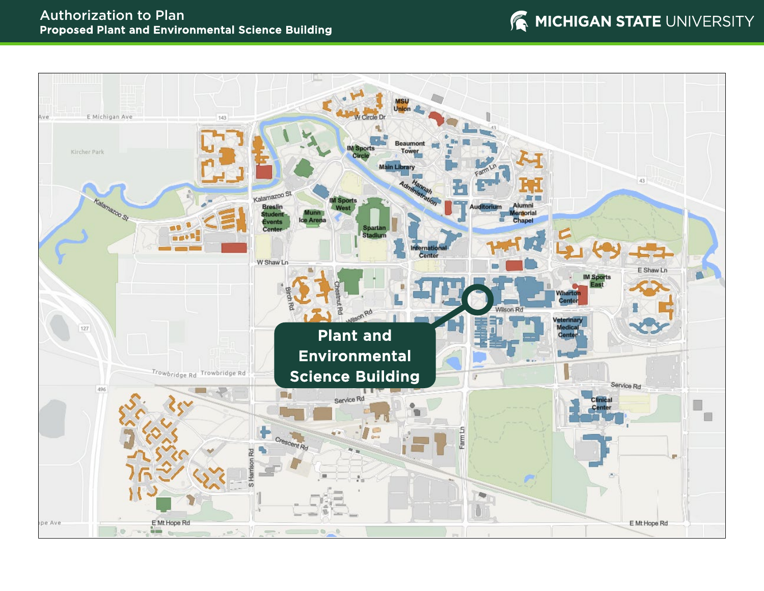# Authorization to Plan

## Proposed Plant and Environmental Science Building

MICHIGAN STATE UNIVERSITY

Plant and Environmental Science Building

E Michigan Ave

Kircher Park

Kalamazoo St

MSU Union

W Circle Dr

Beaumont Tower

IM Sports Circle

Main Library

Hannah Administration

Farm Ln

Breslin Student Events Center

Munn Ice Arena

IM Sports West

Spartan Stadium

Auditorium

Alumni Memorial Chapel

International Center

W Shaw Ln

E Shaw Ln

IM Sports East

Wharton Center

Birch Rd

Chestnut Rd

Wilson Rd

Veterinary Medical Center

Trowbridge Rd

Service Rd

Clinical Center

Crescent Rd

S Harrison Rd

Farm Ln

E Mt Hope Rd